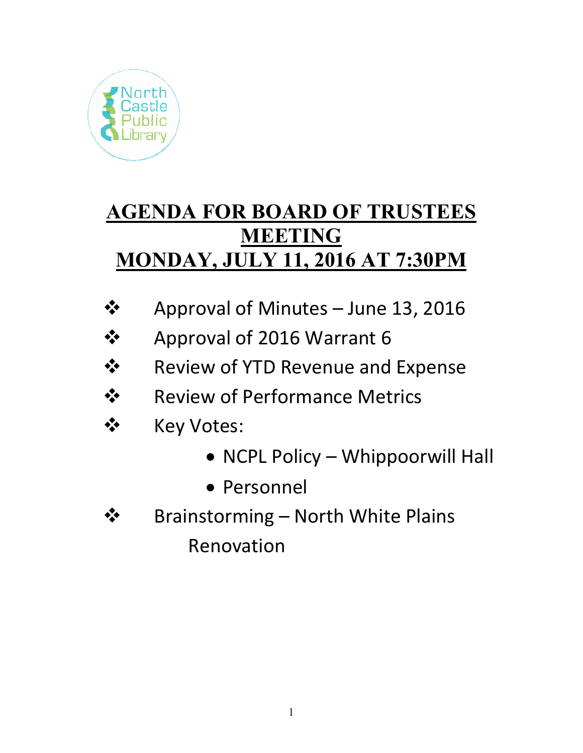North Castle Public Library

# AGENDA FOR BOARD OF TRUSTEES MEETING
# MONDAY, JULY 11, 2016 AT 7:30PM

- Approval of Minutes – June 13, 2016
- Approval of 2016 Warrant 6
- Review of YTD Revenue and Expense
- Review of Performance Metrics
- Key Votes:
    - NCPL Policy – Whippoorwill Hall
    - Personnel
- Brainstorming – North White Plains Renovation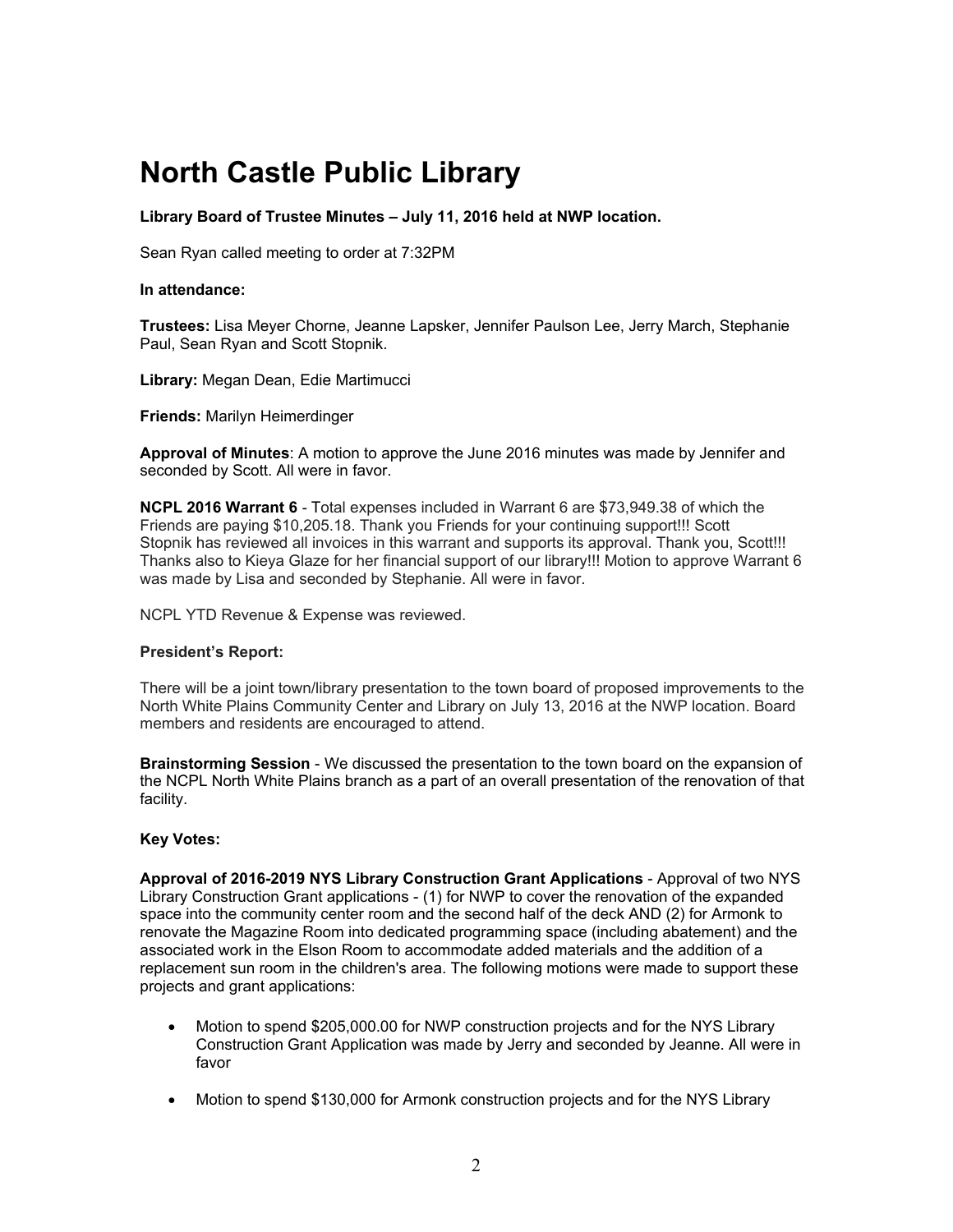# North Castle Public Library

**Library Board of Trustee Minutes – July 11, 2016 held at NWP location.**

Sean Ryan called meeting to order at 7:32PM

**In attendance:**

**Trustees:** Lisa Meyer Chorne, Jeanne Lapsker, Jennifer Paulson Lee, Jerry March, Stephanie Paul, Sean Ryan and Scott Stopnik.

**Library:** Megan Dean, Edie Martimucci

**Friends:** Marilyn Heimerdinger

**Approval of Minutes**: A motion to approve the June 2016 minutes was made by Jennifer and seconded by Scott. All were in favor.

**NCPL 2016 Warrant 6** - Total expenses included in Warrant 6 are $73,949.38 of which the Friends are paying $10,205.18. Thank you Friends for your continuing support!!! Scott Stopnik has reviewed all invoices in this warrant and supports its approval. Thank you, Scott!!! Thanks also to Kieya Glaze for her financial support of our library!!! Motion to approve Warrant 6 was made by Lisa and seconded by Stephanie. All were in favor.

NCPL YTD Revenue & Expense was reviewed.

**President's Report:**

There will be a joint town/library presentation to the town board of proposed improvements to the North White Plains Community Center and Library on July 13, 2016 at the NWP location. Board members and residents are encouraged to attend.

**Brainstorming Session** - We discussed the presentation to the town board on the expansion of the NCPL North White Plains branch as a part of an overall presentation of the renovation of that facility.

**Key Votes:**

**Approval of 2016-2019 NYS Library Construction Grant Applications** - Approval of two NYS Library Construction Grant applications - (1) for NWP to cover the renovation of the expanded space into the community center room and the second half of the deck AND (2) for Armonk to renovate the Magazine Room into dedicated programming space (including abatement) and the associated work in the Elson Room to accommodate added materials and the addition of a replacement sun room in the children's area. The following motions were made to support these projects and grant applications:

- Motion to spend $205,000.00 for NWP construction projects and for the NYS Library Construction Grant Application was made by Jerry and seconded by Jeanne. All were in favor

- Motion to spend $130,000 for Armonk construction projects and for the NYS Library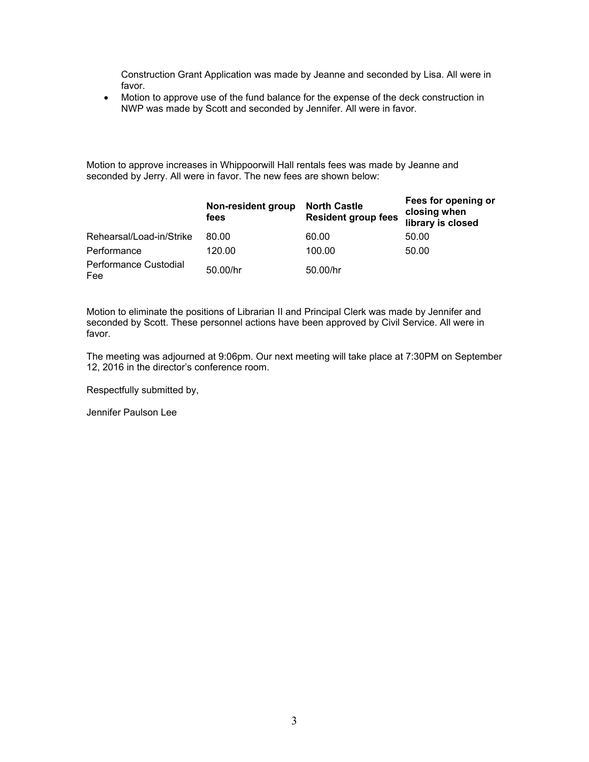Construction Grant Application was made by Jeanne and seconded by Lisa. All were in favor.

- Motion to approve use of the fund balance for the expense of the deck construction in NWP was made by Scott and seconded by Jennifer. All were in favor.

Motion to approve increases in Whippoorwill Hall rentals fees was made by Jeanne and seconded by Jerry. All were in favor. The new fees are shown below:

| | **Non-resident group fees** | **North Castle Resident group fees** | **Fees for opening or closing when library is closed** |
|---|---|---|---|
| Rehearsal/Load-in/Strike | 80.00 | 60.00 | 50.00 |
| Performance | 120.00 | 100.00 | 50.00 |
| Performance Custodial Fee | 50.00/hr | 50.00/hr | |

Motion to eliminate the positions of Librarian II and Principal Clerk was made by Jennifer and seconded by Scott. These personnel actions have been approved by Civil Service. All were in favor.

The meeting was adjourned at 9:06pm. Our next meeting will take place at 7:30PM on September 12, 2016 in the director's conference room.

Respectfully submitted by,

Jennifer Paulson Lee